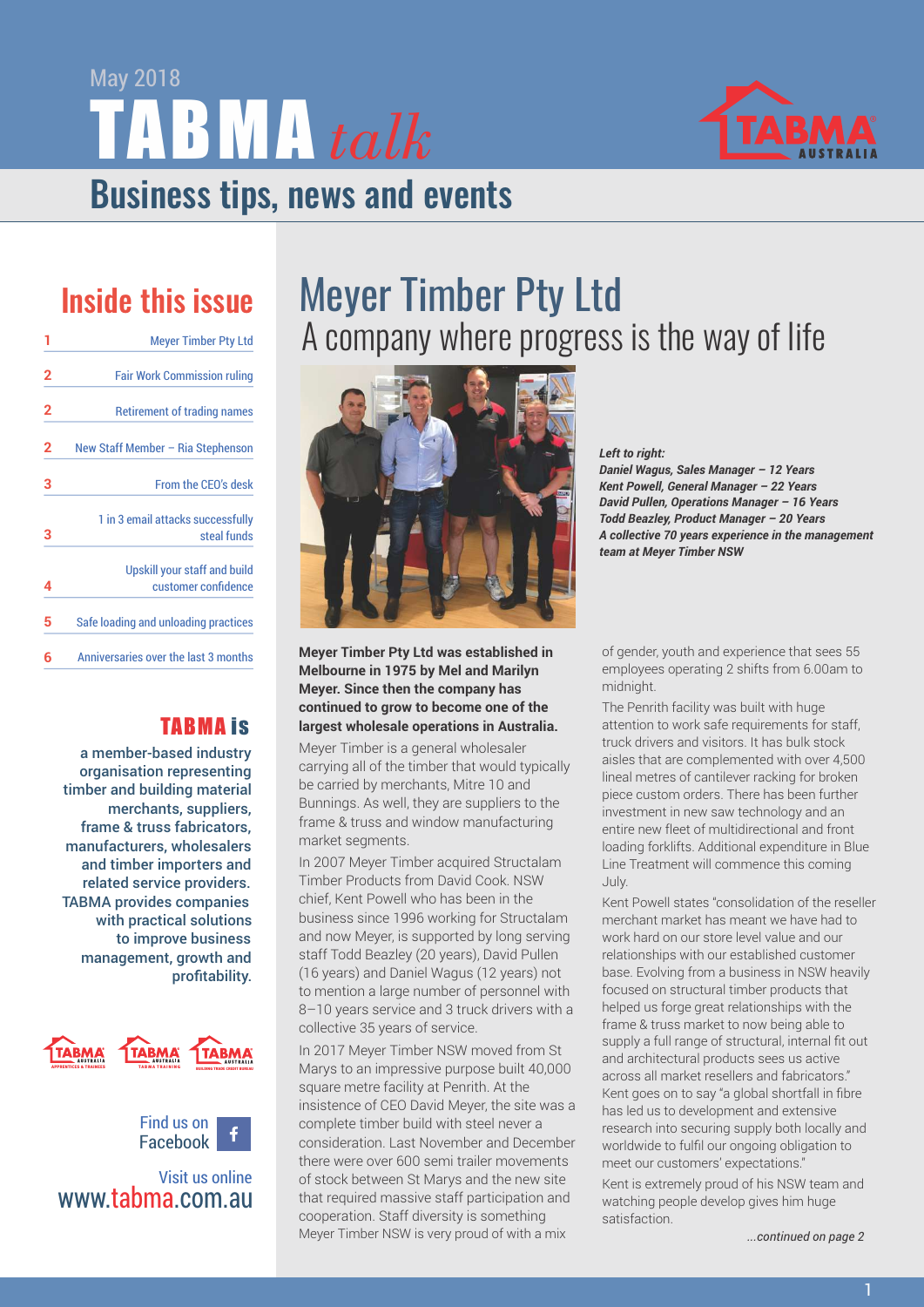May 2018

# TABMA talk

## Business tips, news and events

## Inside this issue

| | |
|---|---|
| 1 | Meyer Timber Pty Ltd |
| 2 | Fair Work Commission ruling |
| 2 | Retirement of trading names |
| 2 | New Staff Member – Ria Stephenson |
| 3 | From the CEO's desk |
| 3 | 1 in 3 email attacks successfully steal funds |
| 4 | Upskill your staff and build customer confidence |
| 5 | Safe loading and unloading practices |
| 6 | Anniversaries over the last 3 months |

### TABMA is

a member-based industry organisation representing timber and building material merchants, suppliers, frame & truss fabricators, manufacturers, wholesalers and timber importers and related service providers. TABMA provides companies with practical solutions to improve business management, growth and profitability.

Find us on Facebook

Visit us online
www.tabma.com.au

# Meyer Timber Pty Ltd

## A company where progress is the way of life

***Left to right:***
***Daniel Wagus, Sales Manager – 12 Years***
***Kent Powell, General Manager – 22 Years***
***David Pullen, Operations Manager – 16 Years***
***Todd Beazley, Product Manager – 20 Years***
***A collective 70 years experience in the management team at Meyer Timber NSW***

**Meyer Timber Pty Ltd was established in Melbourne in 1975 by Mel and Marilyn Meyer. Since then the company has continued to grow to become one of the largest wholesale operations in Australia.**

Meyer Timber is a general wholesaler carrying all of the timber that would typically be carried by merchants, Mitre 10 and Bunnings. As well, they are suppliers to the frame & truss and window manufacturing market segments.

In 2007 Meyer Timber acquired Structalam Timber Products from David Cook. NSW chief, Kent Powell who has been in the business since 1996 working for Structalam and now Meyer, is supported by long serving staff Todd Beazley (20 years), David Pullen (16 years) and Daniel Wagus (12 years) not to mention a large number of personnel with 8–10 years service and 3 truck drivers with a collective 35 years of service.

In 2017 Meyer Timber NSW moved from St Marys to an impressive purpose built 40,000 square metre facility at Penrith. At the insistence of CEO David Meyer, the site was a complete timber build with steel never a consideration. Last November and December there were over 600 semi trailer movements of stock between St Marys and the new site that required massive staff participation and cooperation. Staff diversity is something Meyer Timber NSW is very proud of with a mix of gender, youth and experience that sees 55 employees operating 2 shifts from 6.00am to midnight.

The Penrith facility was built with huge attention to work safe requirements for staff, truck drivers and visitors. It has bulk stock aisles that are complemented with over 4,500 lineal metres of cantilever racking for broken piece custom orders. There has been further investment in new saw technology and an entire new fleet of multidirectional and front loading forklifts. Additional expenditure in Blue Line Treatment will commence this coming July.

Kent Powell states "consolidation of the reseller merchant market has meant we have had to work hard on our store level value and our relationships with our established customer base. Evolving from a business in NSW heavily focused on structural timber products that helped us forge great relationships with the frame & truss market to now being able to supply a full range of structural, internal fit out and architectural products sees us active across all market resellers and fabricators." Kent goes on to say "a global shortfall in fibre has led us to development and extensive research into securing supply both locally and worldwide to fulfil our ongoing obligation to meet our customers' expectations."

Kent is extremely proud of his NSW team and watching people develop gives him huge satisfaction.

*...continued on page 2*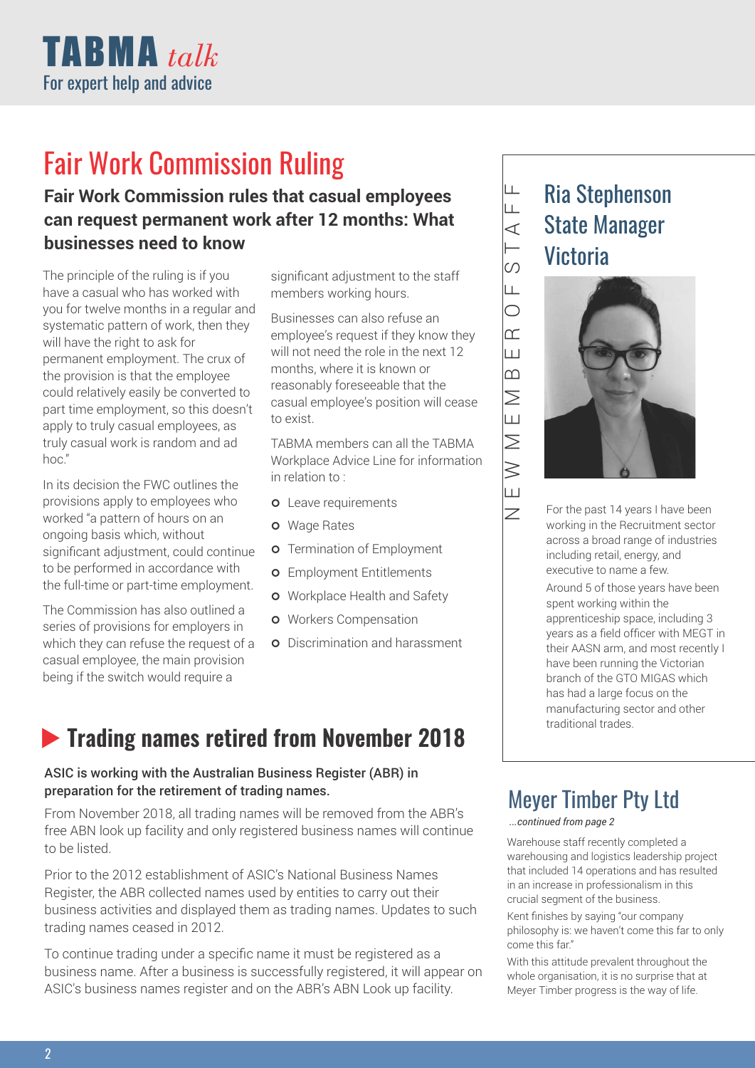# Fair Work Commission Ruling

## Fair Work Commission rules that casual employees can request permanent work after 12 months: What businesses need to know

The principle of the ruling is if you have a casual who has worked with you for twelve months in a regular and systematic pattern of work, then they will have the right to ask for permanent employment. The crux of the provision is that the employee could relatively easily be converted to part time employment, so this doesn't apply to truly casual employees, as truly casual work is random and ad hoc."

In its decision the FWC outlines the provisions apply to employees who worked "a pattern of hours on an ongoing basis which, without significant adjustment, could continue to be performed in accordance with the full-time or part-time employment.

The Commission has also outlined a series of provisions for employers in which they can refuse the request of a casual employee, the main provision being if the switch would require a significant adjustment to the staff members working hours.

Businesses can also refuse an employee's request if they know they will not need the role in the next 12 months, where it is known or reasonably foreseeable that the casual employee's position will cease to exist.

TABMA members can all the TABMA Workplace Advice Line for information in relation to :

- Leave requirements
- Wage Rates
- Termination of Employment
- Employment Entitlements
- Workplace Health and Safety
- Workers Compensation
- Discrimination and harassment

## Trading names retired from November 2018

**ASIC is working with the Australian Business Register (ABR) in preparation for the retirement of trading names.**

From November 2018, all trading names will be removed from the ABR's free ABN look up facility and only registered business names will continue to be listed.

Prior to the 2012 establishment of ASIC's National Business Names Register, the ABR collected names used by entities to carry out their business activities and displayed them as trading names. Updates to such trading names ceased in 2012.

To continue trading under a specific name it must be registered as a business name. After a business is successfully registered, it will appear on ASIC's business names register and on the ABR's ABN Look up facility.

NEW MEMBER OF STAFF

## Ria Stephenson State Manager Victoria

For the past 14 years I have been working in the Recruitment sector across a broad range of industries including retail, energy, and executive to name a few.

Around 5 of those years have been spent working within the apprenticeship space, including 3 years as a field officer with MEGT in their AASN arm, and most recently I have been running the Victorian branch of the GTO MIGAS which has had a large focus on the manufacturing sector and other traditional trades.

## Meyer Timber Pty Ltd

*...continued from page 2*

Warehouse staff recently completed a warehousing and logistics leadership project that included 14 operations and has resulted in an increase in professionalism in this crucial segment of the business.

Kent finishes by saying "our company philosophy is: we haven't come this far to only come this far."

With this attitude prevalent throughout the whole organisation, it is no surprise that at Meyer Timber progress is the way of life.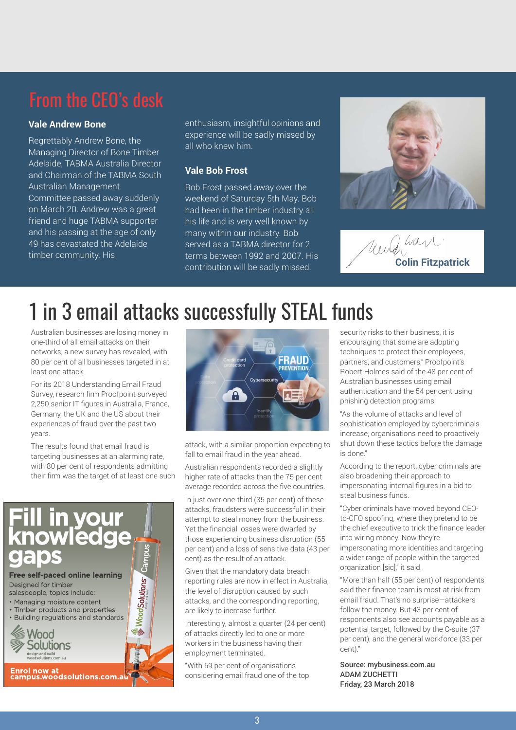# From the CEO's desk

### Vale Andrew Bone

Regrettably Andrew Bone, the Managing Director of Bone Timber Adelaide, TABMA Australia Director and Chairman of the TABMA South Australian Management Committee passed away suddenly on March 20. Andrew was a great friend and huge TABMA supporter and his passing at the age of only 49 has devastated the Adelaide timber community. His enthusiasm, insightful opinions and experience will be sadly missed by all who knew him.

### Vale Bob Frost

Bob Frost passed away over the weekend of Saturday 5th May. Bob had been in the timber industry all his life and is very well known by many within our industry. Bob served as a TABMA director for 2 terms between 1992 and 2007. His contribution will be sadly missed.

**Colin Fitzpatrick**

# 1 in 3 email attacks successfully STEAL funds

Australian businesses are losing money in one-third of all email attacks on their networks, a new survey has revealed, with 80 per cent of all businesses targeted in at least one attack.

For its 2018 Understanding Email Fraud Survey, research firm Proofpoint surveyed 2,250 senior IT figures in Australia, France, Germany, the UK and the US about their experiences of fraud over the past two years.

The results found that email fraud is targeting businesses at an alarming rate, with 80 per cent of respondents admitting their firm was the target of at least one such attack, with a similar proportion expecting to fall to email fraud in the year ahead.

Australian respondents recorded a slightly higher rate of attacks than the 75 per cent average recorded across the five countries.

In just over one-third (35 per cent) of these attacks, fraudsters were successful in their attempt to steal money from the business. Yet the financial losses were dwarfed by those experiencing business disruption (55 per cent) and a loss of sensitive data (43 per cent) as the result of an attack.

Given that the mandatory data breach reporting rules are now in effect in Australia, the level of disruption caused by such attacks, and the corresponding reporting, are likely to increase further.

Interestingly, almost a quarter (24 per cent) of attacks directly led to one or more workers in the business having their employment terminated.

"With 59 per cent of organisations considering email fraud one of the top security risks to their business, it is encouraging that some are adopting techniques to protect their employees, partners, and customers," Proofpoint's Robert Holmes said of the 48 per cent of Australian businesses using email authentication and the 54 per cent using phishing detection programs.

"As the volume of attacks and level of sophistication employed by cybercriminals increase, organisations need to proactively shut down these tactics before the damage is done."

According to the report, cyber criminals are also broadening their approach to impersonating internal figures in a bid to steal business funds.

"Cyber criminals have moved beyond CEO-to-CFO spoofing, where they pretend to be the chief executive to trick the finance leader into wiring money. Now they're impersonating more identities and targeting a wider range of people within the targeted organization [sic]," it said.

"More than half (55 per cent) of respondents said their finance team is most at risk from email fraud. That's no surprise—attackers follow the money. But 43 per cent of respondents also see accounts payable as a potential target, followed by the C-suite (37 per cent), and the general workforce (33 per cent)."

**Source: mybusiness.com.au**
**ADAM ZUCHETTI**
**Friday, 23 March 2018**

## Fill in your knowledge gaps

**Free self-paced online learning**

Designed for timber salespeople, topics include:

- Managing moisture content
- Timber products and properties
- Building regulations and standards

Wood Solutions – design and build – woodsolutions.com.au

**Enrol now at campus.woodsolutions.com.au**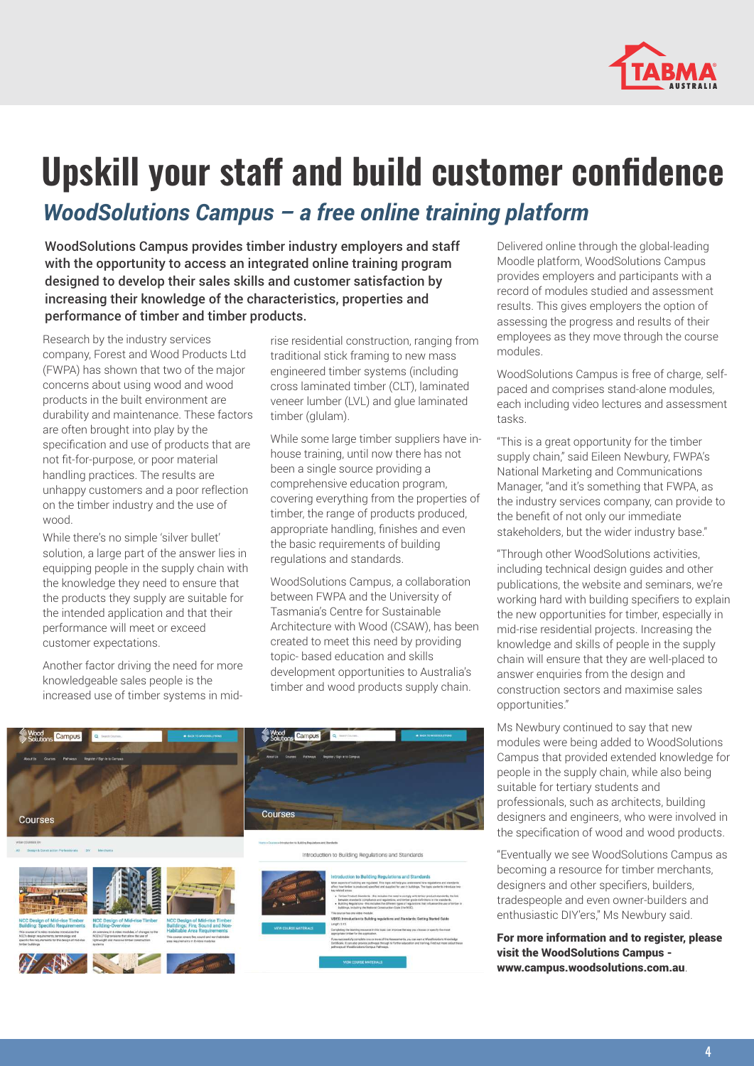# Upskill your staff and build customer confidence

## *WoodSolutions Campus – a free online training platform*

**WoodSolutions Campus provides timber industry employers and staff with the opportunity to access an integrated online training program designed to develop their sales skills and customer satisfaction by increasing their knowledge of the characteristics, properties and performance of timber and timber products.**

Research by the industry services company, Forest and Wood Products Ltd (FWPA) has shown that two of the major concerns about using wood and wood products in the built environment are durability and maintenance. These factors are often brought into play by the specification and use of products that are not fit-for-purpose, or poor material handling practices. The results are unhappy customers and a poor reflection on the timber industry and the use of wood.

While there's no simple 'silver bullet' solution, a large part of the answer lies in equipping people in the supply chain with the knowledge they need to ensure that the products they supply are suitable for the intended application and that their performance will meet or exceed customer expectations.

Another factor driving the need for more knowledgeable sales people is the increased use of timber systems in mid-rise residential construction, ranging from traditional stick framing to new mass engineered timber systems (including cross laminated timber (CLT), laminated veneer lumber (LVL) and glue laminated timber (glulam).

While some large timber suppliers have in-house training, until now there has not been a single source providing a comprehensive education program, covering everything from the properties of timber, the range of products produced, appropriate handling, finishes and even the basic requirements of building regulations and standards.

WoodSolutions Campus, a collaboration between FWPA and the University of Tasmania's Centre for Sustainable Architecture with Wood (CSAW), has been created to meet this need by providing topic- based education and skills development opportunities to Australia's timber and wood products supply chain.

Delivered online through the global-leading Moodle platform, WoodSolutions Campus provides employers and participants with a record of modules studied and assessment results. This gives employers the option of assessing the progress and results of their employees as they move through the course modules.

WoodSolutions Campus is free of charge, self-paced and comprises stand-alone modules, each including video lectures and assessment tasks.

"This is a great opportunity for the timber supply chain," said Eileen Newbury, FWPA's National Marketing and Communications Manager, "and it's something that FWPA, as the industry services company, can provide to the benefit of not only our immediate stakeholders, but the wider industry base."

"Through other WoodSolutions activities, including technical design guides and other publications, the website and seminars, we're working hard with building specifiers to explain the new opportunities for timber, especially in mid-rise residential projects. Increasing the knowledge and skills of people in the supply chain will ensure that they are well-placed to answer enquiries from the design and construction sectors and maximise sales opportunities."

Ms Newbury continued to say that new modules were being added to WoodSolutions Campus that provided extended knowledge for people in the supply chain, while also being suitable for tertiary students and professionals, such as architects, building designers and engineers, who were involved in the specification of wood and wood products.

"Eventually we see WoodSolutions Campus as becoming a resource for timber merchants, designers and other specifiers, builders, tradespeople and even owner-builders and enthusiastic DIY'ers," Ms Newbury said.

**For more information and to register, please visit the WoodSolutions Campus - www.campus.woodsolutions.com.au**.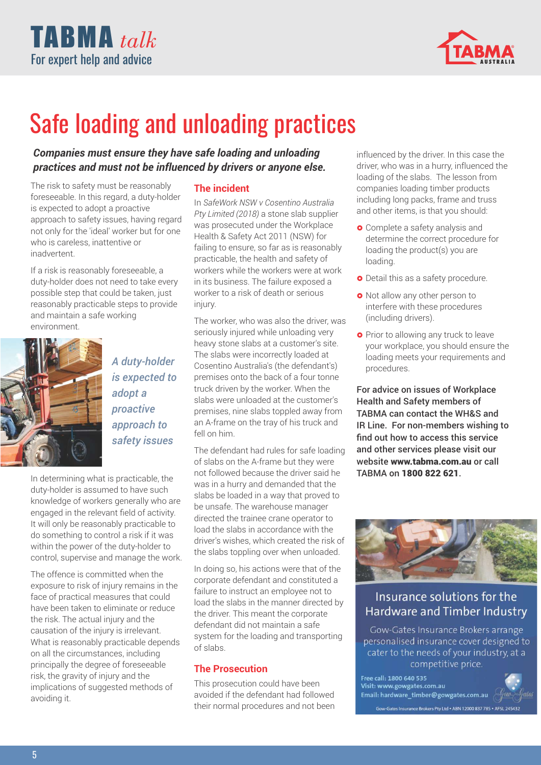# Safe loading and unloading practices

***Companies must ensure they have safe loading and unloading practices and must not be influenced by drivers or anyone else.***

The risk to safety must be reasonably foreseeable. In this regard, a duty-holder is expected to adopt a proactive approach to safety issues, having regard not only for the 'ideal' worker but for one who is careless, inattentive or inadvertent.

If a risk is reasonably foreseeable, a duty-holder does not need to take every possible step that could be taken, just reasonably practicable steps to provide and maintain a safe working environment.

*A duty-holder is expected to adopt a proactive approach to safety issues*

In determining what is practicable, the duty-holder is assumed to have such knowledge of workers generally who are engaged in the relevant field of activity. It will only be reasonably practicable to do something to control a risk if it was within the power of the duty-holder to control, supervise and manage the work.

The offence is committed when the exposure to risk of injury remains in the face of practical measures that could have been taken to eliminate or reduce the risk. The actual injury and the causation of the injury is irrelevant. What is reasonably practicable depends on all the circumstances, including principally the degree of foreseeable risk, the gravity of injury and the implications of suggested methods of avoiding it.

## The incident

In *SafeWork NSW v Cosentino Australia Pty Limited (2018)* a stone slab supplier was prosecuted under the Workplace Health & Safety Act 2011 (NSW) for failing to ensure, so far as is reasonably practicable, the health and safety of workers while the workers were at work in its business. The failure exposed a worker to a risk of death or serious injury.

The worker, who was also the driver, was seriously injured while unloading very heavy stone slabs at a customer's site. The slabs were incorrectly loaded at Cosentino Australia's (the defendant's) premises onto the back of a four tonne truck driven by the worker. When the slabs were unloaded at the customer's premises, nine slabs toppled away from an A-frame on the tray of his truck and fell on him.

The defendant had rules for safe loading of slabs on the A-frame but they were not followed because the driver said he was in a hurry and demanded that the slabs be loaded in a way that proved to be unsafe. The warehouse manager directed the trainee crane operator to load the slabs in accordance with the driver's wishes, which created the risk of the slabs toppling over when unloaded.

In doing so, his actions were that of the corporate defendant and constituted a failure to instruct an employee not to load the slabs in the manner directed by the driver. This meant the corporate defendant did not maintain a safe system for the loading and transporting of slabs.

## The Prosecution

This prosecution could have been avoided if the defendant had followed their normal procedures and not been influenced by the driver. In this case the driver, who was in a hurry, influenced the loading of the slabs. The lesson from companies loading timber products including long packs, frame and truss and other items, is that you should:

- Complete a safety analysis and determine the correct procedure for loading the product(s) you are loading.
- Detail this as a safety procedure.
- Not allow any other person to interfere with these procedures (including drivers).
- Prior to allowing any truck to leave your workplace, you should ensure the loading meets your requirements and procedures.

**For advice on issues of Workplace Health and Safety members of TABMA can contact the WH&S and IR Line. For non-members wishing to find out how to access this service and other services please visit our website www.tabma.com.au or call TABMA on 1800 822 621.**

### Insurance solutions for the Hardware and Timber Industry

Gow-Gates Insurance Brokers arrange personalised insurance cover designed to cater to the needs of your industry, at a competitive price.

Free call: 1800 640 535
Visit: www.gowgates.com.au
Email: hardware_timber@gowgates.com.au

Gow-Gates Insurance Brokers Pty Ltd • ABN 12000 837 785 • AFSL 245432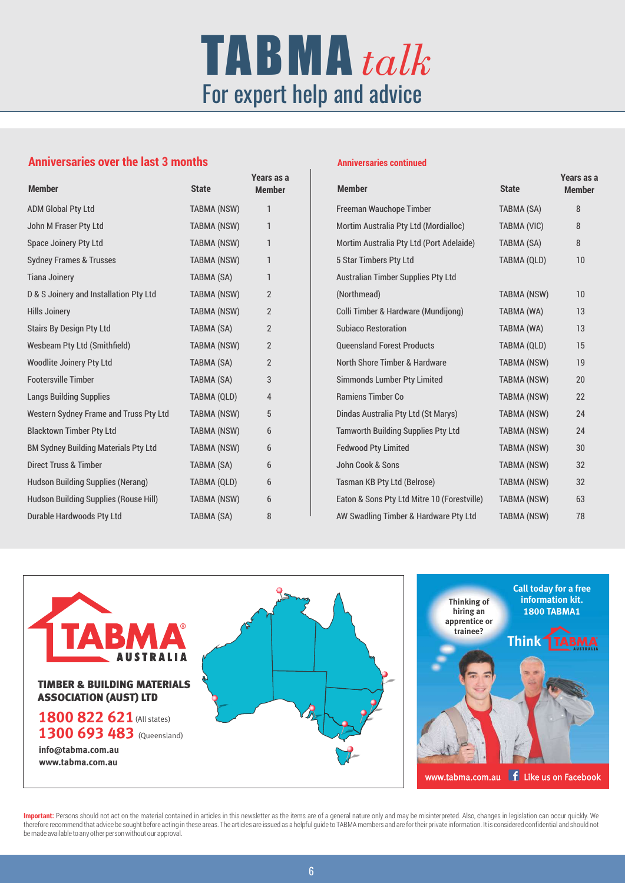# TABMA *talk*

## For expert help and advice

### Anniversaries over the last 3 months

| Member | State | Years as a Member |
|---|---|---|
| ADM Global Pty Ltd | TABMA (NSW) | 1 |
| John M Fraser Pty Ltd | TABMA (NSW) | 1 |
| Space Joinery Pty Ltd | TABMA (NSW) | 1 |
| Sydney Frames & Trusses | TABMA (NSW) | 1 |
| Tiana Joinery | TABMA (SA) | 1 |
| D & S Joinery and Installation Pty Ltd | TABMA (NSW) | 2 |
| Hills Joinery | TABMA (NSW) | 2 |
| Stairs By Design Pty Ltd | TABMA (SA) | 2 |
| Wesbeam Pty Ltd (Smithfield) | TABMA (NSW) | 2 |
| Woodlite Joinery Pty Ltd | TABMA (SA) | 2 |
| Footersville Timber | TABMA (SA) | 3 |
| Langs Building Supplies | TABMA (QLD) | 4 |
| Western Sydney Frame and Truss Pty Ltd | TABMA (NSW) | 5 |
| Blacktown Timber Pty Ltd | TABMA (NSW) | 6 |
| BM Sydney Building Materials Pty Ltd | TABMA (NSW) | 6 |
| Direct Truss & Timber | TABMA (SA) | 6 |
| Hudson Building Supplies (Nerang) | TABMA (QLD) | 6 |
| Hudson Building Supplies (Rouse Hill) | TABMA (NSW) | 6 |
| Durable Hardwoods Pty Ltd | TABMA (SA) | 8 |

### Anniversaries continued

| Member | State | Years as a Member |
|---|---|---|
| Freeman Wauchope Timber | TABMA (SA) | 8 |
| Mortim Australia Pty Ltd (Mordialloc) | TABMA (VIC) | 8 |
| Mortim Australia Pty Ltd (Port Adelaide) | TABMA (SA) | 8 |
| 5 Star Timbers Pty Ltd | TABMA (QLD) | 10 |
| Australian Timber Supplies Pty Ltd (Northmead) | TABMA (NSW) | 10 |
| Colli Timber & Hardware (Mundijong) | TABMA (WA) | 13 |
| Subiaco Restoration | TABMA (WA) | 13 |
| Queensland Forest Products | TABMA (QLD) | 15 |
| North Shore Timber & Hardware | TABMA (NSW) | 19 |
| Simmonds Lumber Pty Limited | TABMA (NSW) | 20 |
| Ramiens Timber Co | TABMA (NSW) | 22 |
| Dindas Australia Pty Ltd (St Marys) | TABMA (NSW) | 24 |
| Tamworth Building Supplies Pty Ltd | TABMA (NSW) | 24 |
| Fedwood Pty Limited | TABMA (NSW) | 30 |
| John Cook & Sons | TABMA (NSW) | 32 |
| Tasman KB Pty Ltd (Belrose) | TABMA (NSW) | 32 |
| Eaton & Sons Pty Ltd Mitre 10 (Forestville) | TABMA (NSW) | 63 |
| AW Swadling Timber & Hardware Pty Ltd | TABMA (NSW) | 78 |

TABMA® AUSTRALIA

**TIMBER & BUILDING MATERIALS ASSOCIATION (AUST) LTD**

**1800 822 621** (All states)
**1300 693 483** (Queensland)

**info@tabma.com.au**
**www.tabma.com.au**

Thinking of hiring an apprentice or trainee?

Call today for a free information kit. 1800 TABMA1

Think TABMA AUSTRALIA

www.tabma.com.au Like us on Facebook

**Important:** Persons should not act on the material contained in articles in this newsletter as the items are of a general nature only and may be misinterpreted. Also, changes in legislation can occur quickly. We therefore recommend that advice be sought before acting in these areas. The articles are issued as a helpful guide to TABMA members and are for their private information. It is considered confidential and should not be made available to any other person without our approval.